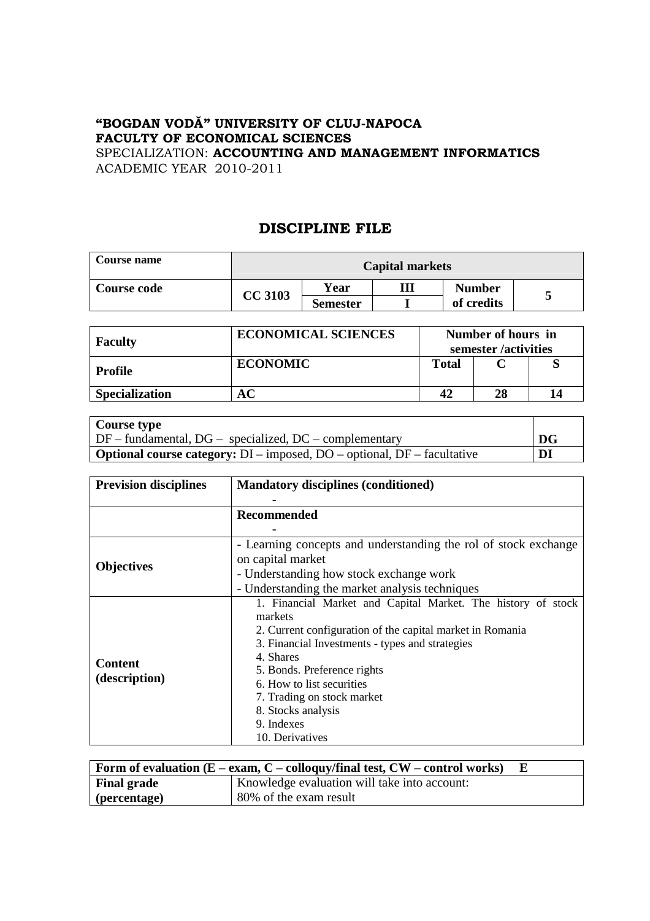**“BOGDAN VODĂ” UNIVERSITY OF CLUJ-NAPOCA**
**FACULTY OF ECONOMICAL SCIENCES**
SPECIALIZATION: **ACCOUNTING AND MANAGEMENT INFORMATICS**
ACADEMIC YEAR 2010-2011

# DISCIPLINE FILE

| **Course name** | **Capital markets** | | | | |
|---|---|---|---|---|---|
| **Course code** | **CC 3103** | **Year** | **III** | **Number of credits** | **5** |
| | | **Semester** | **I** | | |

| **Faculty** | **ECONOMICAL SCIENCES** | **Number of hours in semester /activities** | | |
|---|---|---|---|---|
| **Profile** | **ECONOMIC** | **Total** | **C** | **S** |
| **Specialization** | **AC** | **42** | **28** | **14** |

| **Course type** | |
|---|---|
| DF – fundamental, DG – specialized, DC – complementary | **DG** |
| **Optional course category:** DI – imposed, DO – optional, DF – facultative | **DI** |

| **Prevision disciplines** | **Mandatory disciplines (conditioned)**<br>- |
|---|---|
| | **Recommended**<br>- |
| **Objectives** | - Learning concepts and understanding the rol of stock exchange on capital market<br>- Understanding how stock exchange work<br>- Understanding the market analysis techniques |
| **Content (description)** | 1. Financial Market and Capital Market. The history of stock markets<br>2. Current configuration of the capital market in Romania<br>3. Financial Investments - types and strategies<br>4. Shares<br>5. Bonds. Preference rights<br>6. How to list securities<br>7. Trading on stock market<br>8. Stocks analysis<br>9. Indexes<br>10. Derivatives |

| **Form of evaluation (E – exam, C – colloquy/final test, CW – control works) E** | |
|---|---|
| **Final grade (percentage)** | Knowledge evaluation will take into account:<br>80% of the exam result |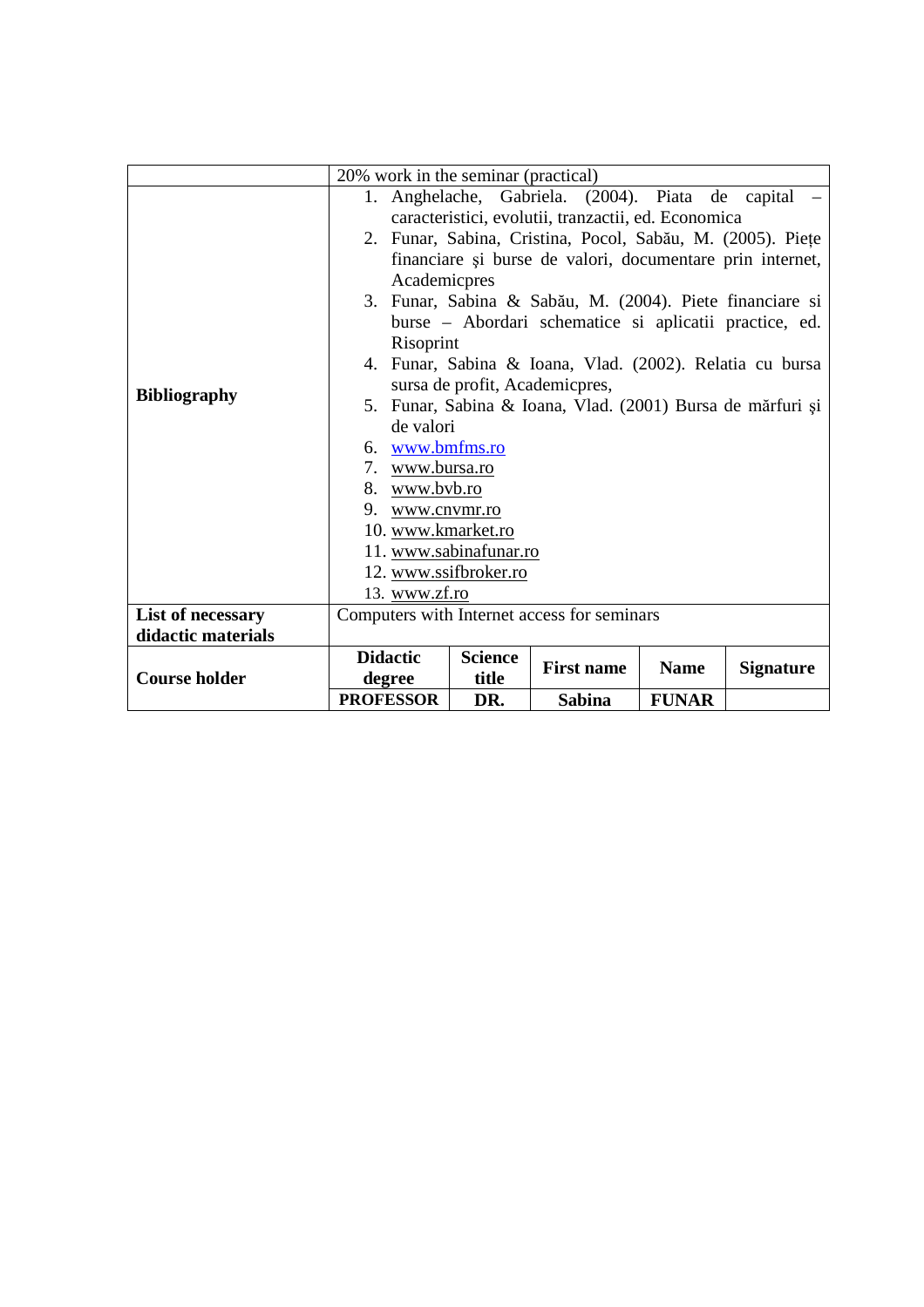| | | | | | |
|---|---|---|---|---|---|
| | 20% work in the seminar (practical) | | | | |
| **Bibliography** | 1. Anghelache, Gabriela. (2004). Piata de capital – caracteristici, evolutii, tranzactii, ed. Economica<br>2. Funar, Sabina, Cristina, Pocol, Sabău, M. (2005). Piețe financiare şi burse de valori, documentare prin internet, Academicpres<br>3. Funar, Sabina & Sabău, M. (2004). Piete financiare si burse – Abordari schematice si aplicatii practice, ed. Risoprint<br>4. Funar, Sabina & Ioana, Vlad. (2002). Relatia cu bursa sursa de profit, Academicpres,<br>5. Funar, Sabina & Ioana, Vlad. (2001) Bursa de mărfuri şi de valori<br>6. www.bmfms.ro<br>7. www.bursa.ro<br>8. www.bvb.ro<br>9. www.cnvmr.ro<br>10. www.kmarket.ro<br>11. www.sabinafunar.ro<br>12. www.ssifbroker.ro<br>13. www.zf.ro | | | | |
| **List of necessary didactic materials** | Computers with Internet access for seminars | | | | |
| **Course holder** | **Didactic degree** | **Science title** | **First name** | **Name** | **Signature** |
| | **PROFESSOR** | **DR.** | **Sabina** | **FUNAR** | |